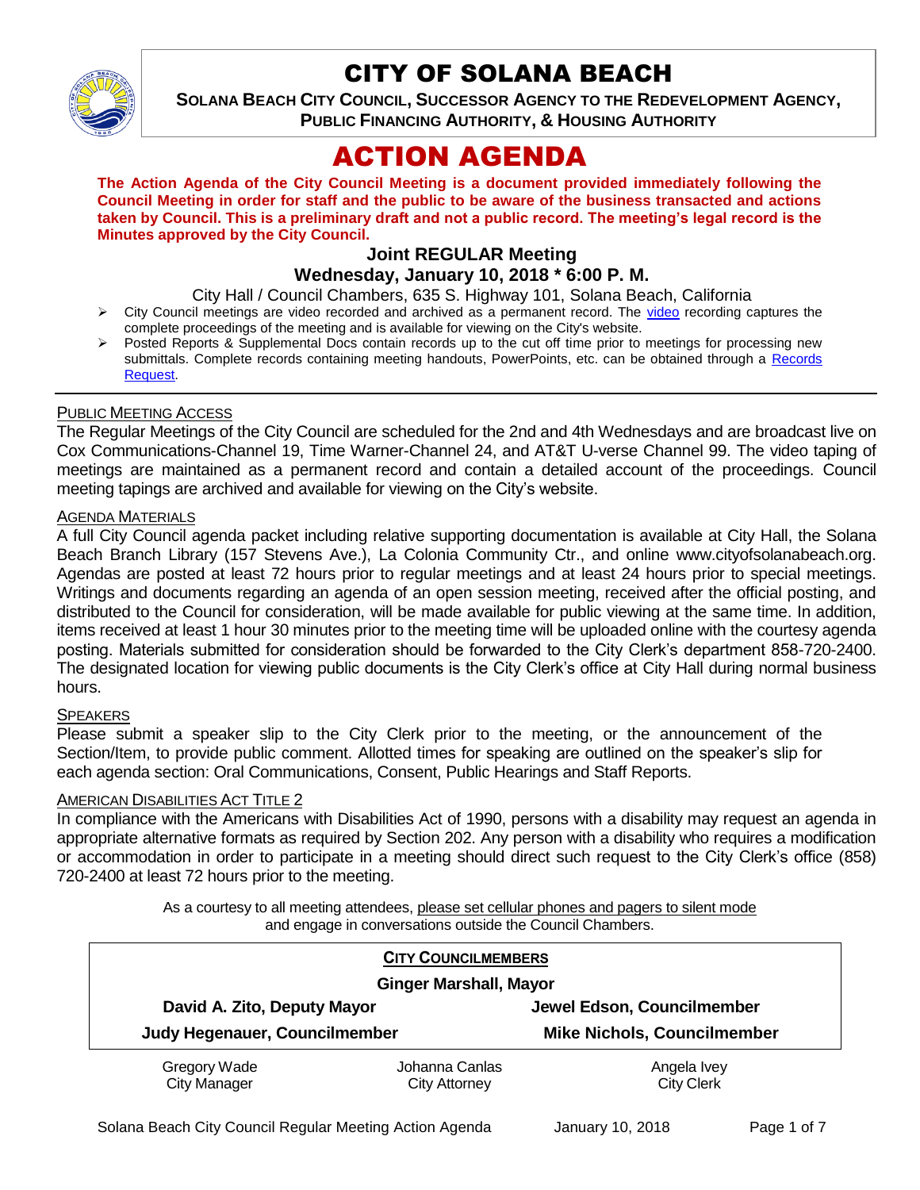# CITY OF SOLANA BEACH

**SOLANA BEACH CITY COUNCIL, SUCCESSOR AGENCY TO THE REDEVELOPMENT AGENCY, PUBLIC FINANCING AUTHORITY, & HOUSING AUTHORITY**

# ACTION AGENDA

**The Action Agenda of the City Council Meeting is a document provided immediately following the Council Meeting in order for staff and the public to be aware of the business transacted and actions taken by Council. This is a preliminary draft and not a public record. The meeting's legal record is the Minutes approved by the City Council.**

### Joint REGULAR Meeting
### Wednesday, January 10, 2018 * 6:00 P. M.

City Hall / Council Chambers, 635 S. Highway 101, Solana Beach, California

- City Council meetings are video recorded and archived as a permanent record. The video recording captures the complete proceedings of the meeting and is available for viewing on the City's website.
- Posted Reports & Supplemental Docs contain records up to the cut off time prior to meetings for processing new submittals. Complete records containing meeting handouts, PowerPoints, etc. can be obtained through a Records Request.

PUBLIC MEETING ACCESS

The Regular Meetings of the City Council are scheduled for the 2nd and 4th Wednesdays and are broadcast live on Cox Communications-Channel 19, Time Warner-Channel 24, and AT&T U-verse Channel 99. The video taping of meetings are maintained as a permanent record and contain a detailed account of the proceedings. Council meeting tapings are archived and available for viewing on the City's website.

AGENDA MATERIALS

A full City Council agenda packet including relative supporting documentation is available at City Hall, the Solana Beach Branch Library (157 Stevens Ave.), La Colonia Community Ctr., and online www.cityofsolanabeach.org. Agendas are posted at least 72 hours prior to regular meetings and at least 24 hours prior to special meetings. Writings and documents regarding an agenda of an open session meeting, received after the official posting, and distributed to the Council for consideration, will be made available for public viewing at the same time. In addition, items received at least 1 hour 30 minutes prior to the meeting time will be uploaded online with the courtesy agenda posting. Materials submitted for consideration should be forwarded to the City Clerk's department 858-720-2400. The designated location for viewing public documents is the City Clerk's office at City Hall during normal business hours.

SPEAKERS

Please submit a speaker slip to the City Clerk prior to the meeting, or the announcement of the Section/Item, to provide public comment. Allotted times for speaking are outlined on the speaker's slip for each agenda section: Oral Communications, Consent, Public Hearings and Staff Reports.

AMERICAN DISABILITIES ACT TITLE 2

In compliance with the Americans with Disabilities Act of 1990, persons with a disability may request an agenda in appropriate alternative formats as required by Section 202. Any person with a disability who requires a modification or accommodation in order to participate in a meeting should direct such request to the City Clerk's office (858) 720-2400 at least 72 hours prior to the meeting.

As a courtesy to all meeting attendees, please set cellular phones and pagers to silent mode and engage in conversations outside the Council Chambers.

**CITY COUNCILMEMBERS**

**Ginger Marshall, Mayor**

| | |
|---|---|
| **David A. Zito, Deputy Mayor** | **Jewel Edson, Councilmember** |
| **Judy Hegenauer, Councilmember** | **Mike Nichols, Councilmember** |

| | | |
|---|---|---|
| Gregory Wade<br>City Manager | Johanna Canlas<br>City Attorney | Angela Ivey<br>City Clerk |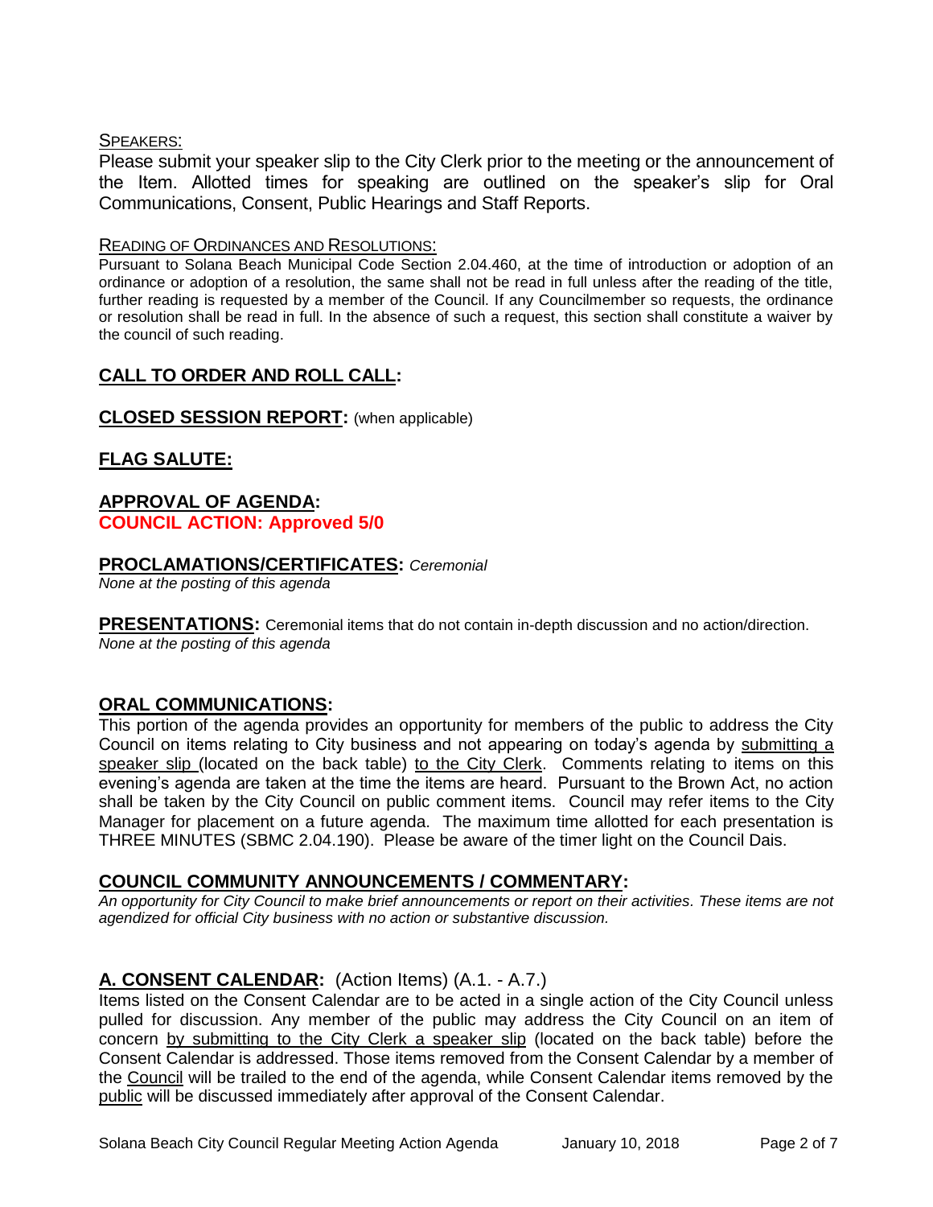SPEAKERS:

Please submit your speaker slip to the City Clerk prior to the meeting or the announcement of the Item. Allotted times for speaking are outlined on the speaker's slip for Oral Communications, Consent, Public Hearings and Staff Reports.

READING OF ORDINANCES AND RESOLUTIONS:

Pursuant to Solana Beach Municipal Code Section 2.04.460, at the time of introduction or adoption of an ordinance or adoption of a resolution, the same shall not be read in full unless after the reading of the title, further reading is requested by a member of the Council. If any Councilmember so requests, the ordinance or resolution shall be read in full. In the absence of such a request, this section shall constitute a waiver by the council of such reading.

## CALL TO ORDER AND ROLL CALL:

## CLOSED SESSION REPORT: (when applicable)

## FLAG SALUTE:

## APPROVAL OF AGENDA:

**COUNCIL ACTION: Approved 5/0**

## PROCLAMATIONS/CERTIFICATES: *Ceremonial*

*None at the posting of this agenda*

## PRESENTATIONS: Ceremonial items that do not contain in-depth discussion and no action/direction.

*None at the posting of this agenda*

## ORAL COMMUNICATIONS:

This portion of the agenda provides an opportunity for members of the public to address the City Council on items relating to City business and not appearing on today's agenda by submitting a speaker slip (located on the back table) to the City Clerk. Comments relating to items on this evening's agenda are taken at the time the items are heard. Pursuant to the Brown Act, no action shall be taken by the City Council on public comment items. Council may refer items to the City Manager for placement on a future agenda. The maximum time allotted for each presentation is THREE MINUTES (SBMC 2.04.190). Please be aware of the timer light on the Council Dais.

## COUNCIL COMMUNITY ANNOUNCEMENTS / COMMENTARY:

*An opportunity for City Council to make brief announcements or report on their activities. These items are not agendized for official City business with no action or substantive discussion.*

## A. CONSENT CALENDAR: (Action Items) (A.1. - A.7.)

Items listed on the Consent Calendar are to be acted in a single action of the City Council unless pulled for discussion. Any member of the public may address the City Council on an item of concern by submitting to the City Clerk a speaker slip (located on the back table) before the Consent Calendar is addressed. Those items removed from the Consent Calendar by a member of the Council will be trailed to the end of the agenda, while Consent Calendar items removed by the public will be discussed immediately after approval of the Consent Calendar.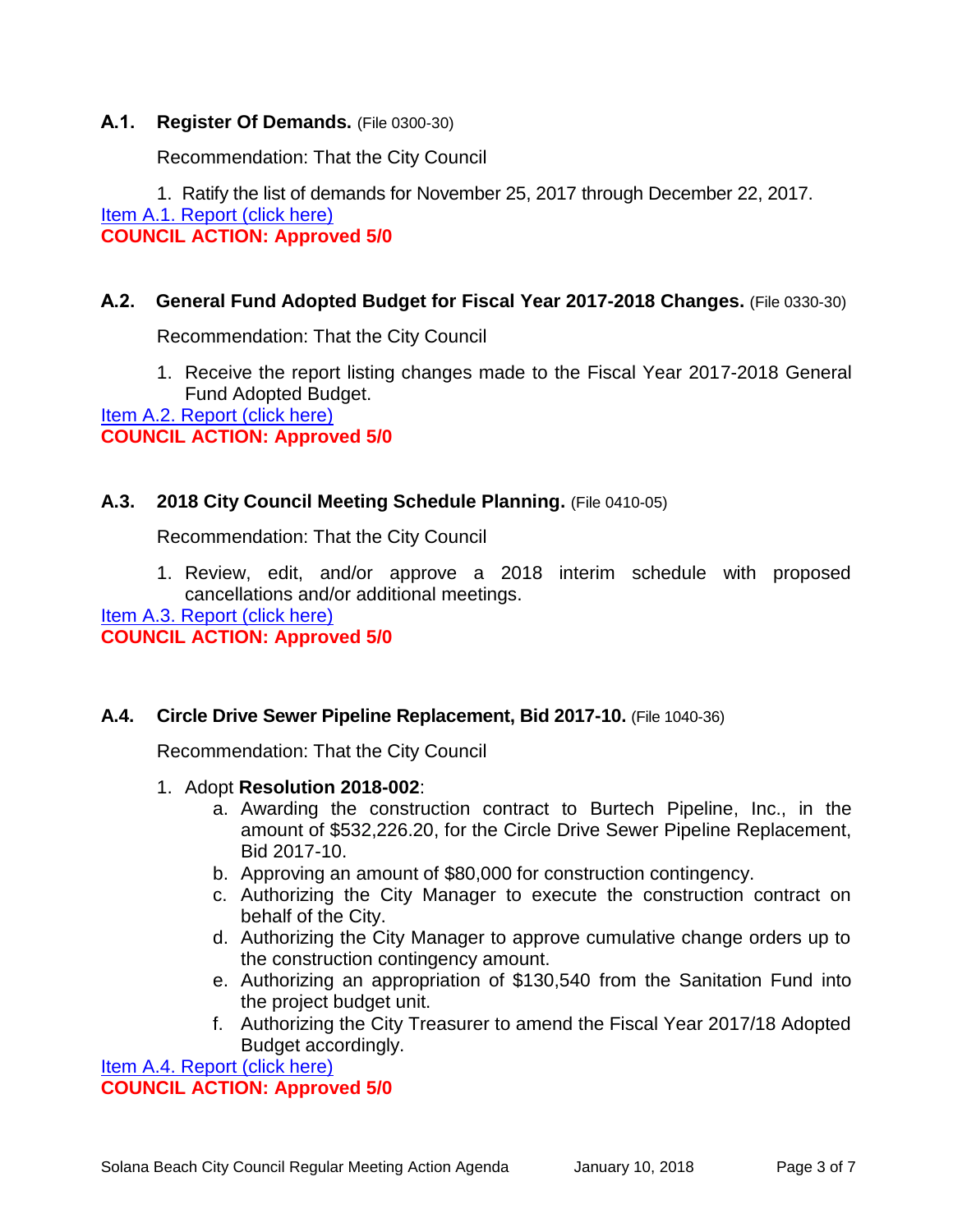### A.1. Register Of Demands. (File 0300-30)

Recommendation: That the City Council

1. Ratify the list of demands for November 25, 2017 through December 22, 2017.

Item A.1. Report (click here)

**COUNCIL ACTION: Approved 5/0**

### A.2. General Fund Adopted Budget for Fiscal Year 2017-2018 Changes. (File 0330-30)

Recommendation: That the City Council

1. Receive the report listing changes made to the Fiscal Year 2017-2018 General Fund Adopted Budget.

Item A.2. Report (click here)

**COUNCIL ACTION: Approved 5/0**

### A.3. 2018 City Council Meeting Schedule Planning. (File 0410-05)

Recommendation: That the City Council

1. Review, edit, and/or approve a 2018 interim schedule with proposed cancellations and/or additional meetings.

Item A.3. Report (click here)

**COUNCIL ACTION: Approved 5/0**

### A.4. Circle Drive Sewer Pipeline Replacement, Bid 2017-10. (File 1040-36)

Recommendation: That the City Council

1. Adopt **Resolution 2018-002**:
   a. Awarding the construction contract to Burtech Pipeline, Inc., in the amount of $532,226.20, for the Circle Drive Sewer Pipeline Replacement, Bid 2017-10.
   b. Approving an amount of $80,000 for construction contingency.
   c. Authorizing the City Manager to execute the construction contract on behalf of the City.
   d. Authorizing the City Manager to approve cumulative change orders up to the construction contingency amount.
   e. Authorizing an appropriation of $130,540 from the Sanitation Fund into the project budget unit.
   f. Authorizing the City Treasurer to amend the Fiscal Year 2017/18 Adopted Budget accordingly.

Item A.4. Report (click here)

**COUNCIL ACTION: Approved 5/0**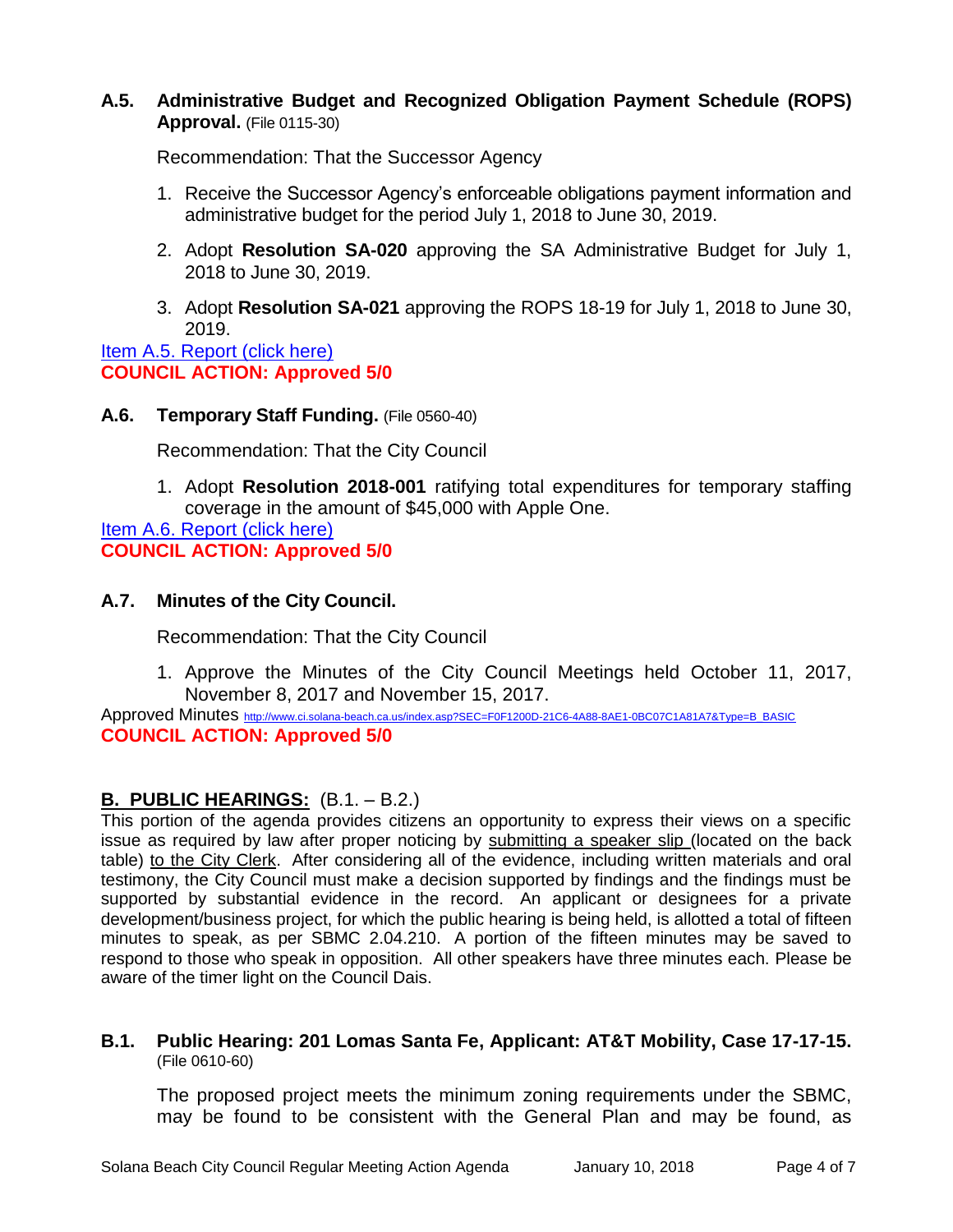### A.5. Administrative Budget and Recognized Obligation Payment Schedule (ROPS) Approval. (File 0115-30)

Recommendation: That the Successor Agency

1. Receive the Successor Agency's enforceable obligations payment information and administrative budget for the period July 1, 2018 to June 30, 2019.
2. Adopt **Resolution SA-020** approving the SA Administrative Budget for July 1, 2018 to June 30, 2019.
3. Adopt **Resolution SA-021** approving the ROPS 18-19 for July 1, 2018 to June 30, 2019.

Item A.5. Report (click here)
**COUNCIL ACTION: Approved 5/0**

### A.6. Temporary Staff Funding. (File 0560-40)

Recommendation: That the City Council

1. Adopt **Resolution 2018-001** ratifying total expenditures for temporary staffing coverage in the amount of $45,000 with Apple One.

Item A.6. Report (click here)
**COUNCIL ACTION: Approved 5/0**

### A.7. Minutes of the City Council.

Recommendation: That the City Council

1. Approve the Minutes of the City Council Meetings held October 11, 2017, November 8, 2017 and November 15, 2017.

Approved Minutes http://www.ci.solana-beach.ca.us/index.asp?SEC=F0F1200D-21C6-4A88-8AE1-0BC07C1A81A7&Type=B_BASIC
**COUNCIL ACTION: Approved 5/0**

## B. PUBLIC HEARINGS: (B.1. – B.2.)

This portion of the agenda provides citizens an opportunity to express their views on a specific issue as required by law after proper noticing by submitting a speaker slip (located on the back table) to the City Clerk. After considering all of the evidence, including written materials and oral testimony, the City Council must make a decision supported by findings and the findings must be supported by substantial evidence in the record. An applicant or designees for a private development/business project, for which the public hearing is being held, is allotted a total of fifteen minutes to speak, as per SBMC 2.04.210. A portion of the fifteen minutes may be saved to respond to those who speak in opposition. All other speakers have three minutes each. Please be aware of the timer light on the Council Dais.

### B.1. Public Hearing: 201 Lomas Santa Fe, Applicant: AT&T Mobility, Case 17-17-15. (File 0610-60)

The proposed project meets the minimum zoning requirements under the SBMC, may be found to be consistent with the General Plan and may be found, as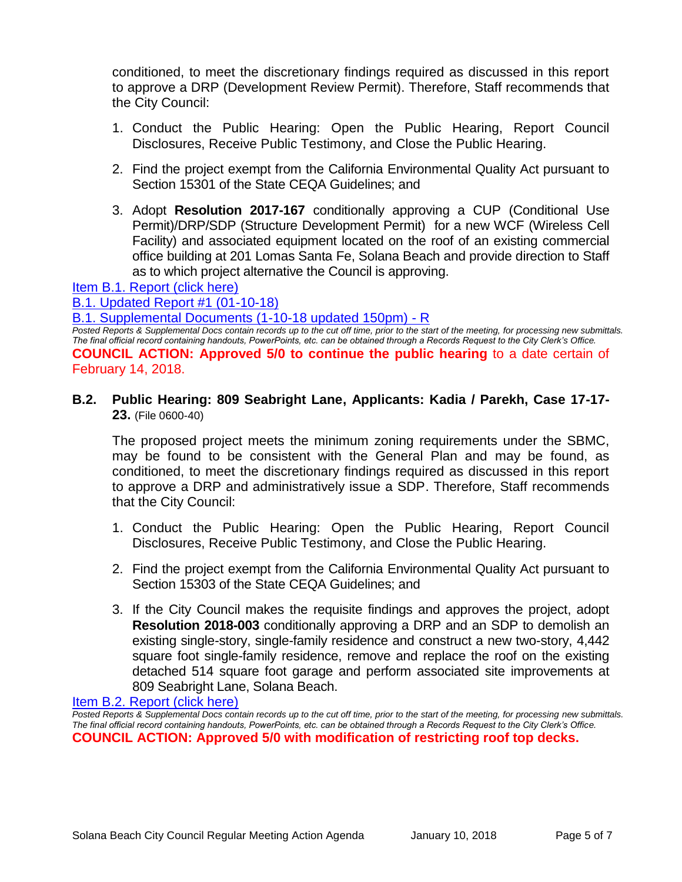conditioned, to meet the discretionary findings required as discussed in this report to approve a DRP (Development Review Permit). Therefore, Staff recommends that the City Council:

1. Conduct the Public Hearing: Open the Public Hearing, Report Council Disclosures, Receive Public Testimony, and Close the Public Hearing.
2. Find the project exempt from the California Environmental Quality Act pursuant to Section 15301 of the State CEQA Guidelines; and
3. Adopt **Resolution 2017-167** conditionally approving a CUP (Conditional Use Permit)/DRP/SDP (Structure Development Permit) for a new WCF (Wireless Cell Facility) and associated equipment located on the roof of an existing commercial office building at 201 Lomas Santa Fe, Solana Beach and provide direction to Staff as to which project alternative the Council is approving.

Item B.1. Report (click here)

B.1. Updated Report #1 (01-10-18)

B.1. Supplemental Documents (1-10-18 updated 150pm) - R

*Posted Reports & Supplemental Docs contain records up to the cut off time, prior to the start of the meeting, for processing new submittals. The final official record containing handouts, PowerPoints, etc. can be obtained through a Records Request to the City Clerk's Office.*

**COUNCIL ACTION: Approved 5/0 to continue the public hearing** to a date certain of February 14, 2018.

**B.2. Public Hearing: 809 Seabright Lane, Applicants: Kadia / Parekh, Case 17-17-23.** (File 0600-40)

The proposed project meets the minimum zoning requirements under the SBMC, may be found to be consistent with the General Plan and may be found, as conditioned, to meet the discretionary findings required as discussed in this report to approve a DRP and administratively issue a SDP. Therefore, Staff recommends that the City Council:

1. Conduct the Public Hearing: Open the Public Hearing, Report Council Disclosures, Receive Public Testimony, and Close the Public Hearing.
2. Find the project exempt from the California Environmental Quality Act pursuant to Section 15303 of the State CEQA Guidelines; and
3. If the City Council makes the requisite findings and approves the project, adopt **Resolution 2018-003** conditionally approving a DRP and an SDP to demolish an existing single-story, single-family residence and construct a new two-story, 4,442 square foot single-family residence, remove and replace the roof on the existing detached 514 square foot garage and perform associated site improvements at 809 Seabright Lane, Solana Beach.

Item B.2. Report (click here)

*Posted Reports & Supplemental Docs contain records up to the cut off time, prior to the start of the meeting, for processing new submittals. The final official record containing handouts, PowerPoints, etc. can be obtained through a Records Request to the City Clerk's Office.*

**COUNCIL ACTION: Approved 5/0 with modification of restricting roof top decks.**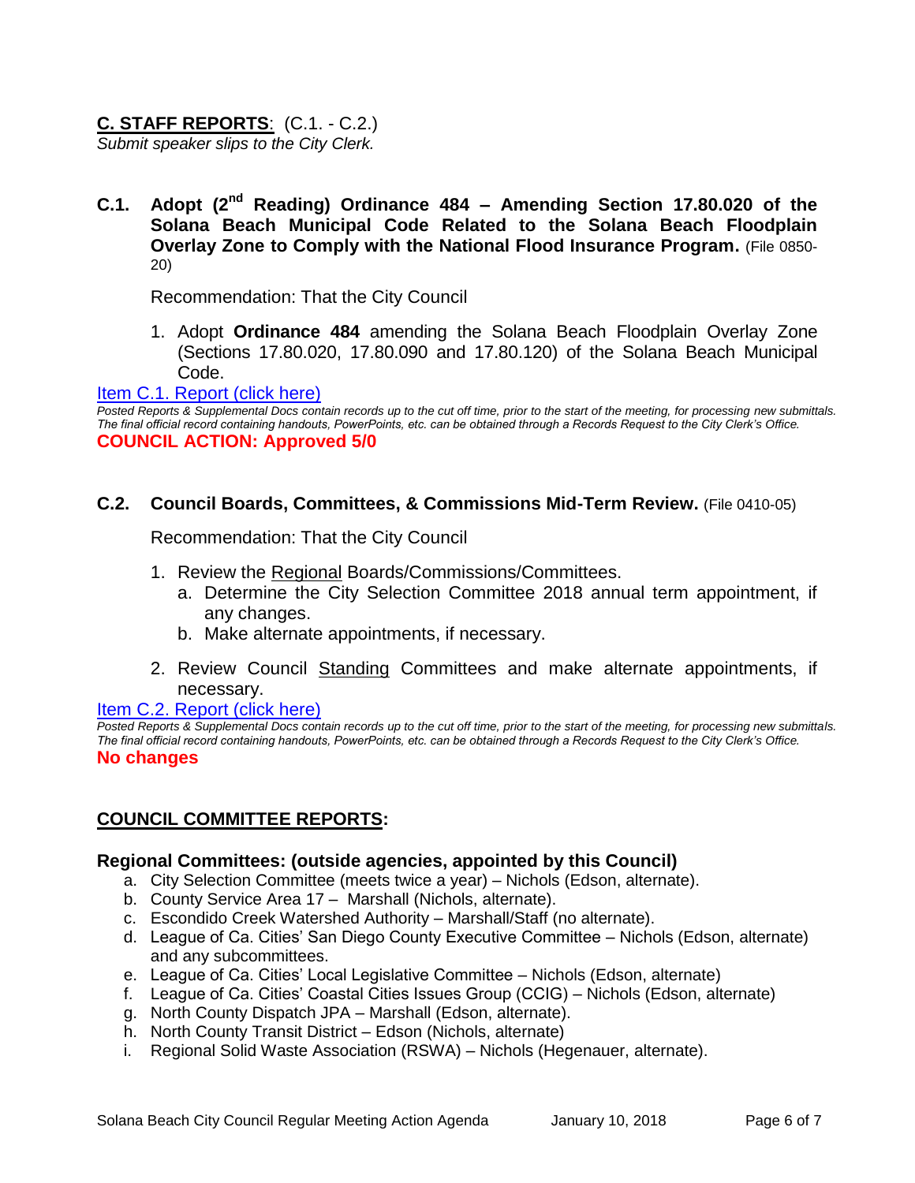## C. STAFF REPORTS: (C.1. - C.2.)

*Submit speaker slips to the City Clerk.*

**C.1. Adopt (2nd Reading) Ordinance 484 – Amending Section 17.80.020 of the Solana Beach Municipal Code Related to the Solana Beach Floodplain Overlay Zone to Comply with the National Flood Insurance Program.** (File 0850-20)

Recommendation: That the City Council

1. Adopt **Ordinance 484** amending the Solana Beach Floodplain Overlay Zone (Sections 17.80.020, 17.80.090 and 17.80.120) of the Solana Beach Municipal Code.

Item C.1. Report (click here)

*Posted Reports & Supplemental Docs contain records up to the cut off time, prior to the start of the meeting, for processing new submittals. The final official record containing handouts, PowerPoints, etc. can be obtained through a Records Request to the City Clerk's Office.*

**COUNCIL ACTION: Approved 5/0**

**C.2. Council Boards, Committees, & Commissions Mid-Term Review.** (File 0410-05)

Recommendation: That the City Council

1. Review the Regional Boards/Commissions/Committees.
   a. Determine the City Selection Committee 2018 annual term appointment, if any changes.
   b. Make alternate appointments, if necessary.
2. Review Council Standing Committees and make alternate appointments, if necessary.

Item C.2. Report (click here)

*Posted Reports & Supplemental Docs contain records up to the cut off time, prior to the start of the meeting, for processing new submittals. The final official record containing handouts, PowerPoints, etc. can be obtained through a Records Request to the City Clerk's Office.*

**No changes**

## COUNCIL COMMITTEE REPORTS:

### Regional Committees: (outside agencies, appointed by this Council)

a. City Selection Committee (meets twice a year) – Nichols (Edson, alternate).
b. County Service Area 17 – Marshall (Nichols, alternate).
c. Escondido Creek Watershed Authority – Marshall/Staff (no alternate).
d. League of Ca. Cities' San Diego County Executive Committee – Nichols (Edson, alternate) and any subcommittees.
e. League of Ca. Cities' Local Legislative Committee – Nichols (Edson, alternate)
f. League of Ca. Cities' Coastal Cities Issues Group (CCIG) – Nichols (Edson, alternate)
g. North County Dispatch JPA – Marshall (Edson, alternate).
h. North County Transit District – Edson (Nichols, alternate)
i. Regional Solid Waste Association (RSWA) – Nichols (Hegenauer, alternate).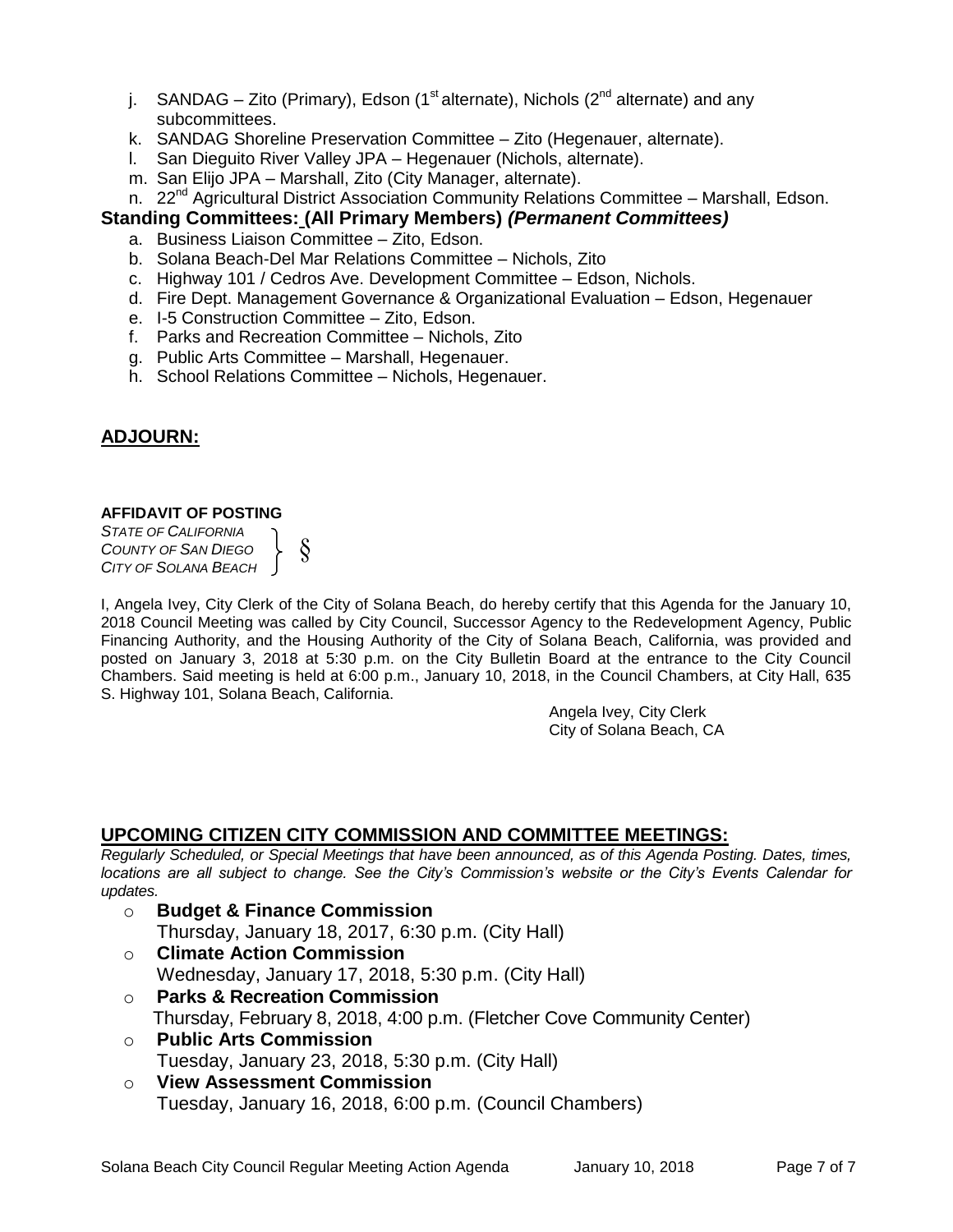j. SANDAG – Zito (Primary), Edson (1st alternate), Nichols (2nd alternate) and any subcommittees.
k. SANDAG Shoreline Preservation Committee – Zito (Hegenauer, alternate).
l. San Dieguito River Valley JPA – Hegenauer (Nichols, alternate).
m. San Elijo JPA – Marshall, Zito (City Manager, alternate).
n. 22nd Agricultural District Association Community Relations Committee – Marshall, Edson.

**Standing Committees: (All Primary Members)** ***(Permanent Committees)***

a. Business Liaison Committee – Zito, Edson.
b. Solana Beach-Del Mar Relations Committee – Nichols, Zito
c. Highway 101 / Cedros Ave. Development Committee – Edson, Nichols.
d. Fire Dept. Management Governance & Organizational Evaluation – Edson, Hegenauer
e. I-5 Construction Committee – Zito, Edson.
f. Parks and Recreation Committee – Nichols, Zito
g. Public Arts Committee – Marshall, Hegenauer.
h. School Relations Committee – Nichols, Hegenauer.

## ADJOURN:

**AFFIDAVIT OF POSTING**

*STATE OF CALIFORNIA*
*COUNTY OF SAN DIEGO* §
*CITY OF SOLANA BEACH*

I, Angela Ivey, City Clerk of the City of Solana Beach, do hereby certify that this Agenda for the January 10, 2018 Council Meeting was called by City Council, Successor Agency to the Redevelopment Agency, Public Financing Authority, and the Housing Authority of the City of Solana Beach, California, was provided and posted on January 3, 2018 at 5:30 p.m. on the City Bulletin Board at the entrance to the City Council Chambers. Said meeting is held at 6:00 p.m., January 10, 2018, in the Council Chambers, at City Hall, 635 S. Highway 101, Solana Beach, California.

Angela Ivey, City Clerk
City of Solana Beach, CA

## UPCOMING CITIZEN CITY COMMISSION AND COMMITTEE MEETINGS:

*Regularly Scheduled, or Special Meetings that have been announced, as of this Agenda Posting. Dates, times, locations are all subject to change. See the City's Commission's website or the City's Events Calendar for updates.*

- **Budget & Finance Commission**
  Thursday, January 18, 2017, 6:30 p.m. (City Hall)
- **Climate Action Commission**
  Wednesday, January 17, 2018, 5:30 p.m. (City Hall)
- **Parks & Recreation Commission**
  Thursday, February 8, 2018, 4:00 p.m. (Fletcher Cove Community Center)
- **Public Arts Commission**
  Tuesday, January 23, 2018, 5:30 p.m. (City Hall)
- **View Assessment Commission**
  Tuesday, January 16, 2018, 6:00 p.m. (Council Chambers)